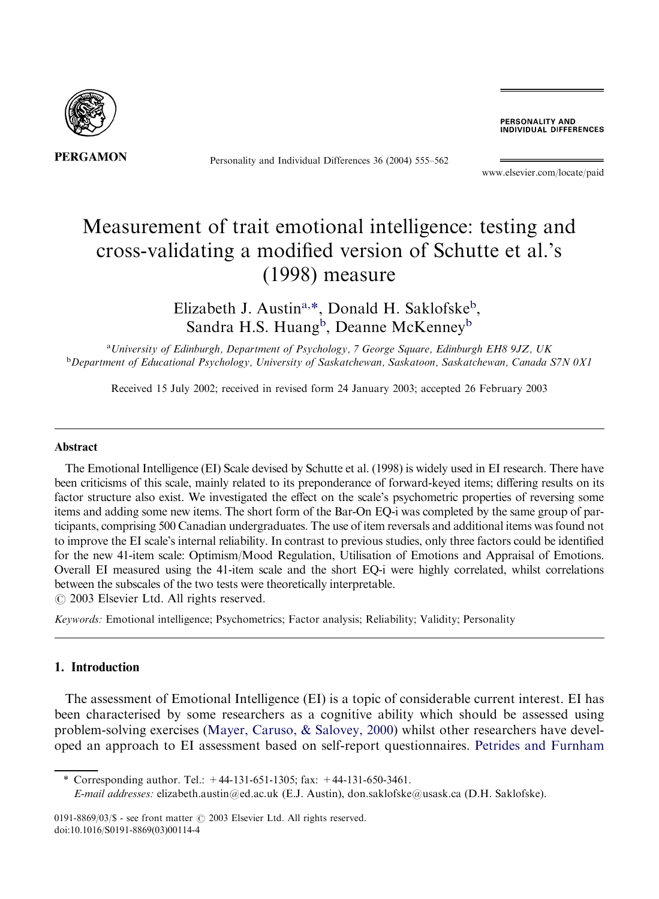# Measurement of trait emotional intelligence: testing and cross-validating a modified version of Schutte et al.'s (1998) measure

Elizabeth J. Austin[a,*], Donald H. Saklofske[b], Sandra H.S. Huang[b], Deanne McKenney[b]

[a] *University of Edinburgh, Department of Psychology, 7 George Square, Edinburgh EH8 9JZ, UK*
[b] *Department of Educational Psychology, University of Saskatchewan, Saskatoon, Saskatchewan, Canada S7N 0X1*

Received 15 July 2002; received in revised form 24 January 2003; accepted 26 February 2003

## Abstract

The Emotional Intelligence (EI) Scale devised by Schutte et al. (1998) is widely used in EI research. There have been criticisms of this scale, mainly related to its preponderance of forward-keyed items; differing results on its factor structure also exist. We investigated the effect on the scale's psychometric properties of reversing some items and adding some new items. The short form of the Bar-On EQ-i was completed by the same group of participants, comprising 500 Canadian undergraduates. The use of item reversals and additional items was found not to improve the EI scale's internal reliability. In contrast to previous studies, only three factors could be identified for the new 41-item scale: Optimism/Mood Regulation, Utilisation of Emotions and Appraisal of Emotions. Overall EI measured using the 41-item scale and the short EQ-i were highly correlated, whilst correlations between the subscales of the two tests were theoretically interpretable.

© 2003 Elsevier Ltd. All rights reserved.

*Keywords:* Emotional intelligence; Psychometrics; Factor analysis; Reliability; Validity; Personality

## 1. Introduction

The assessment of Emotional Intelligence (EI) is a topic of considerable current interest. EI has been characterised by some researchers as a cognitive ability which should be assessed using problem-solving exercises (Mayer, Caruso, & Salovey, 2000) whilst other researchers have developed an approach to EI assessment based on self-report questionnaires. Petrides and Furnham

\* Corresponding author. Tel.: +44-131-651-1305; fax: +44-131-650-3461.
*E-mail addresses:* elizabeth.austin@ed.ac.uk (E.J. Austin), don.saklofske@usask.ca (D.H. Saklofske).

0191-8869/03/$ - see front matter © 2003 Elsevier Ltd. All rights reserved.
doi:10.1016/S0191-8869(03)00114-4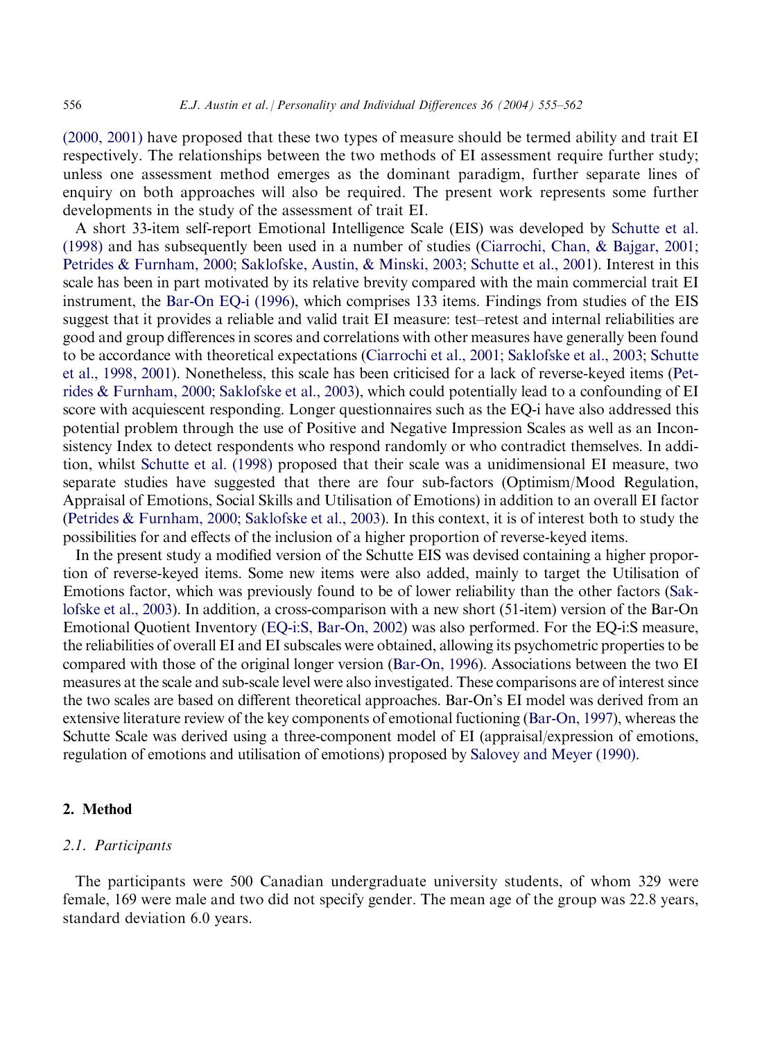(2000, 2001) have proposed that these two types of measure should be termed ability and trait EI respectively. The relationships between the two methods of EI assessment require further study; unless one assessment method emerges as the dominant paradigm, further separate lines of enquiry on both approaches will also be required. The present work represents some further developments in the study of the assessment of trait EI.

A short 33-item self-report Emotional Intelligence Scale (EIS) was developed by Schutte et al. (1998) and has subsequently been used in a number of studies (Ciarrochi, Chan, & Bajgar, 2001; Petrides & Furnham, 2000; Saklofske, Austin, & Minski, 2003; Schutte et al., 2001). Interest in this scale has been in part motivated by its relative brevity compared with the main commercial trait EI instrument, the Bar-On EQ-i (1996), which comprises 133 items. Findings from studies of the EIS suggest that it provides a reliable and valid trait EI measure: test–retest and internal reliabilities are good and group differences in scores and correlations with other measures have generally been found to be accordance with theoretical expectations (Ciarrochi et al., 2001; Saklofske et al., 2003; Schutte et al., 1998, 2001). Nonetheless, this scale has been criticised for a lack of reverse-keyed items (Petrides & Furnham, 2000; Saklofske et al., 2003), which could potentially lead to a confounding of EI score with acquiescent responding. Longer questionnaires such as the EQ-i have also addressed this potential problem through the use of Positive and Negative Impression Scales as well as an Inconsistency Index to detect respondents who respond randomly or who contradict themselves. In addition, whilst Schutte et al. (1998) proposed that their scale was a unidimensional EI measure, two separate studies have suggested that there are four sub-factors (Optimism/Mood Regulation, Appraisal of Emotions, Social Skills and Utilisation of Emotions) in addition to an overall EI factor (Petrides & Furnham, 2000; Saklofske et al., 2003). In this context, it is of interest both to study the possibilities for and effects of the inclusion of a higher proportion of reverse-keyed items.

In the present study a modified version of the Schutte EIS was devised containing a higher proportion of reverse-keyed items. Some new items were also added, mainly to target the Utilisation of Emotions factor, which was previously found to be of lower reliability than the other factors (Saklofske et al., 2003). In addition, a cross-comparison with a new short (51-item) version of the Bar-On Emotional Quotient Inventory (EQ-i:S, Bar-On, 2002) was also performed. For the EQ-i:S measure, the reliabilities of overall EI and EI subscales were obtained, allowing its psychometric properties to be compared with those of the original longer version (Bar-On, 1996). Associations between the two EI measures at the scale and sub-scale level were also investigated. These comparisons are of interest since the two scales are based on different theoretical approaches. Bar-On's EI model was derived from an extensive literature review of the key components of emotional fuctioning (Bar-On, 1997), whereas the Schutte Scale was derived using a three-component model of EI (appraisal/expression of emotions, regulation of emotions and utilisation of emotions) proposed by Salovey and Meyer (1990).

## 2. Method

### *2.1. Participants*

The participants were 500 Canadian undergraduate university students, of whom 329 were female, 169 were male and two did not specify gender. The mean age of the group was 22.8 years, standard deviation 6.0 years.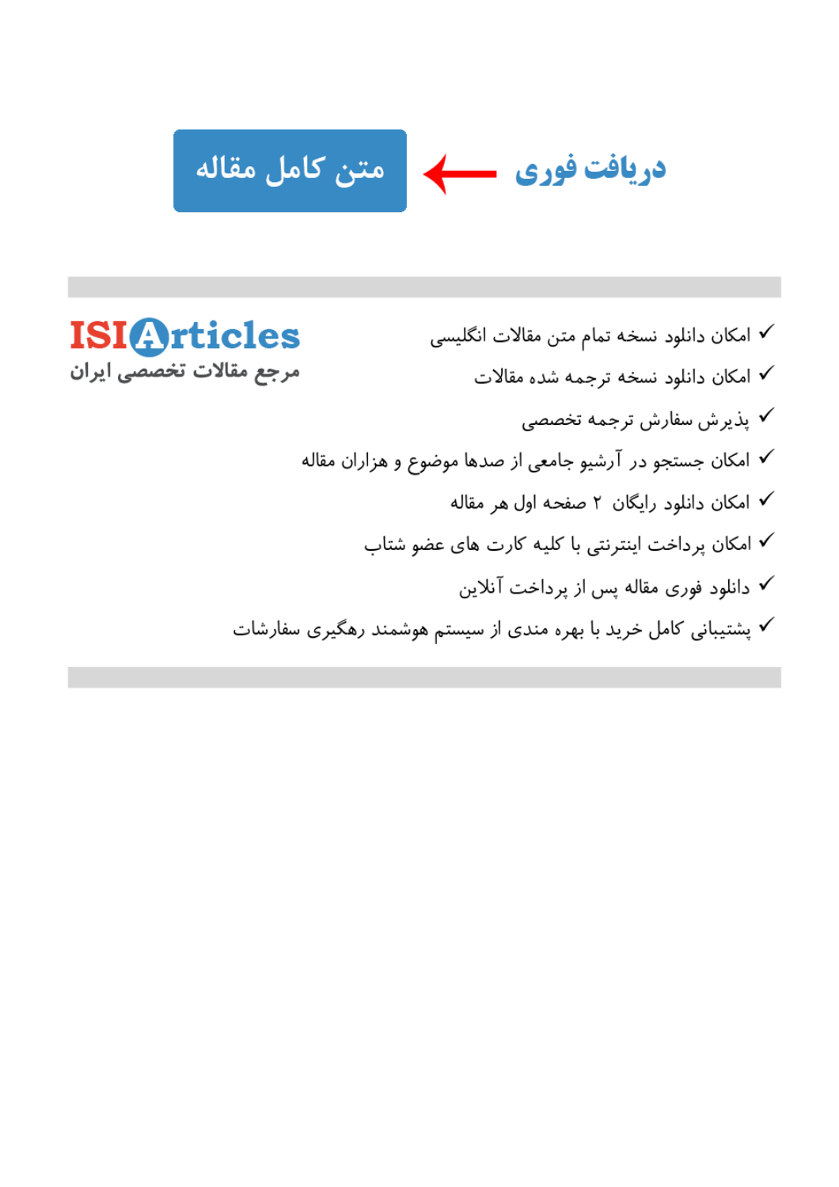دریافت فوری ← متن کامل مقاله

**ISIArticles**
مرجع مقالات تخصصی ایران

- ✓ امکان دانلود نسخه تمام متن مقالات انگلیسی
- ✓ امکان دانلود نسخه ترجمه شده مقالات
- ✓ پذیرش سفارش ترجمه تخصصی
- ✓ امکان جستجو در آرشیو جامعی از صدها موضوع و هزاران مقاله
- ✓ امکان دانلود رایگان ۲ صفحه اول هر مقاله
- ✓ امکان پرداخت اینترنتی با کلیه کارت های عضو شتاب
- ✓ دانلود فوری مقاله پس از پرداخت آنلاین
- ✓ پشتیبانی کامل خرید با بهره مندی از سیستم هوشمند رهگیری سفارشات